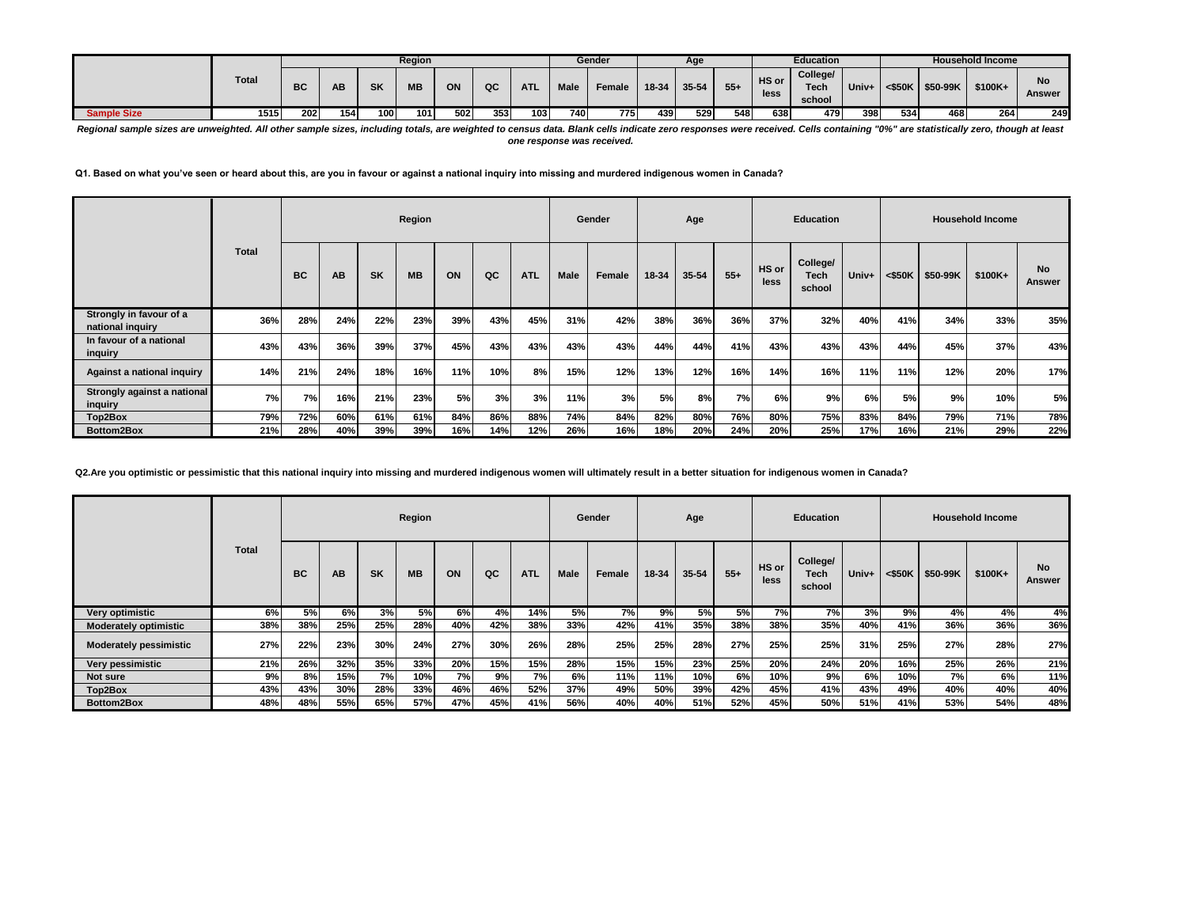| | Total | Region | | | | | | | Gender | | Age | | | Education | | | Household Income | | | |
|---|---|---|---|---|---|---|---|---|---|---|---|---|---|---|---|---|---|---|---|---|
| | | BC | AB | SK | MB | ON | QC | ATL | Male | Female | 18-34 | 35-54 | 55+ | HS or less | College/ Tech school | Univ+ | <$50K | $50-99K | $100K+ | No Answer |
| Sample Size | 1515 | 202 | 154 | 100 | 101 | 502 | 353 | 103 | 740 | 775 | 439 | 529 | 548 | 638 | 479 | 398 | 534 | 468 | 264 | 249 |

*Regional sample sizes are unweighted. All other sample sizes, including totals, are weighted to census data. Blank cells indicate zero responses were received. Cells containing "0%" are statistically zero, though at least one response was received.*

**Q1. Based on what you've seen or heard about this, are you in favour or against a national inquiry into missing and murdered indigenous women in Canada?**

| | Total | Region | | | | | | | Gender | | Age | | | Education | | | Household Income | | | |
|---|---|---|---|---|---|---|---|---|---|---|---|---|---|---|---|---|---|---|---|---|
| | | BC | AB | SK | MB | ON | QC | ATL | Male | Female | 18-34 | 35-54 | 55+ | HS or less | College/ Tech school | Univ+ | <$50K | $50-99K | $100K+ | No Answer |
| Strongly in favour of a national inquiry | 36% | 28% | 24% | 22% | 23% | 39% | 43% | 45% | 31% | 42% | 38% | 36% | 36% | 37% | 32% | 40% | 41% | 34% | 33% | 35% |
| In favour of a national inquiry | 43% | 43% | 36% | 39% | 37% | 45% | 43% | 43% | 43% | 43% | 44% | 44% | 41% | 43% | 43% | 43% | 44% | 45% | 37% | 43% |
| Against a national inquiry | 14% | 21% | 24% | 18% | 16% | 11% | 10% | 8% | 15% | 12% | 13% | 12% | 16% | 14% | 16% | 11% | 11% | 12% | 20% | 17% |
| Strongly against a national inquiry | 7% | 7% | 16% | 21% | 23% | 5% | 3% | 3% | 11% | 3% | 5% | 8% | 7% | 6% | 9% | 6% | 5% | 9% | 10% | 5% |
| Top2Box | 79% | 72% | 60% | 61% | 61% | 84% | 86% | 88% | 74% | 84% | 82% | 80% | 76% | 80% | 75% | 83% | 84% | 79% | 71% | 78% |
| Bottom2Box | 21% | 28% | 40% | 39% | 39% | 16% | 14% | 12% | 26% | 16% | 18% | 20% | 24% | 20% | 25% | 17% | 16% | 21% | 29% | 22% |

**Q2.Are you optimistic or pessimistic that this national inquiry into missing and murdered indigenous women will ultimately result in a better situation for indigenous women in Canada?**

| | Total | Region | | | | | | | Gender | | Age | | | Education | | | Household Income | | | |
|---|---|---|---|---|---|---|---|---|---|---|---|---|---|---|---|---|---|---|---|---|
| | | BC | AB | SK | MB | ON | QC | ATL | Male | Female | 18-34 | 35-54 | 55+ | HS or less | College/ Tech school | Univ+ | <$50K | $50-99K | $100K+ | No Answer |
| Very optimistic | 6% | 5% | 6% | 3% | 5% | 6% | 4% | 14% | 5% | 7% | 9% | 5% | 5% | 7% | 7% | 3% | 9% | 4% | 4% | 4% |
| Moderately optimistic | 38% | 38% | 25% | 25% | 28% | 40% | 42% | 38% | 33% | 42% | 41% | 35% | 38% | 38% | 35% | 40% | 41% | 36% | 36% | 36% |
| Moderately pessimistic | 27% | 22% | 23% | 30% | 24% | 27% | 30% | 26% | 28% | 25% | 25% | 28% | 27% | 25% | 25% | 31% | 25% | 27% | 28% | 27% |
| Very pessimistic | 21% | 26% | 32% | 35% | 33% | 20% | 15% | 15% | 28% | 15% | 15% | 23% | 25% | 20% | 24% | 20% | 16% | 25% | 26% | 21% |
| Not sure | 9% | 8% | 15% | 7% | 10% | 7% | 9% | 7% | 6% | 11% | 11% | 10% | 6% | 10% | 9% | 6% | 10% | 7% | 6% | 11% |
| Top2Box | 43% | 43% | 30% | 28% | 33% | 46% | 46% | 52% | 37% | 49% | 50% | 39% | 42% | 45% | 41% | 43% | 49% | 40% | 40% | 40% |
| Bottom2Box | 48% | 48% | 55% | 65% | 57% | 47% | 45% | 41% | 56% | 40% | 40% | 51% | 52% | 45% | 50% | 51% | 41% | 53% | 54% | 48% |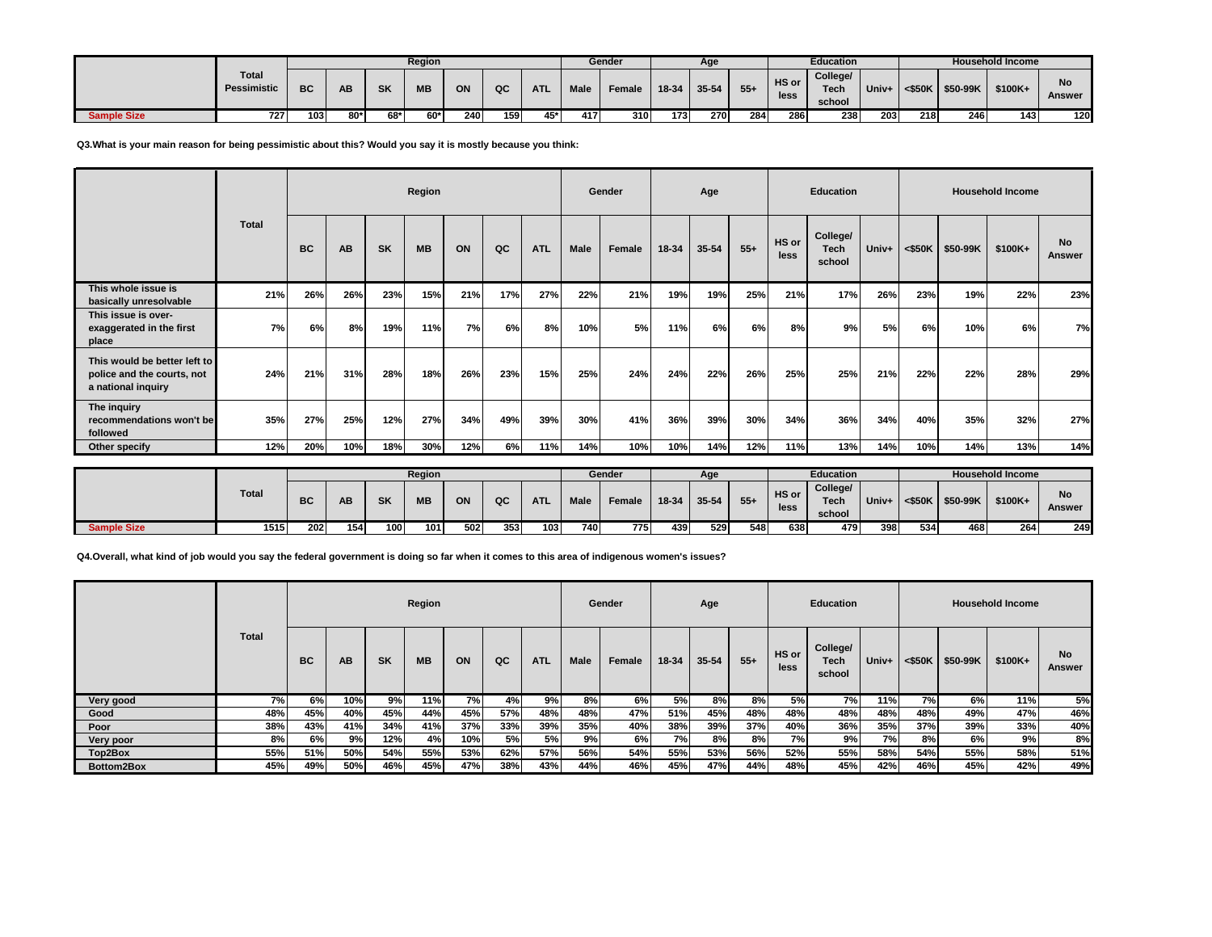| | Total Pessimistic | Region | | | | | | | Gender | | Age | | | Education | | | Household Income | | | |
|---|---|---|---|---|---|---|---|---|---|---|---|---|---|---|---|---|---|---|---|---|
| | | BC | AB | SK | MB | ON | QC | ATL | Male | Female | 18-34 | 35-54 | 55+ | HS or less | College/ Tech school | Univ+ | <$50K | $50-99K | $100K+ | No Answer |
| Sample Size | 727 | 103 | 80* | 68* | 60* | 240 | 159 | 45* | 417 | 310 | 173 | 270 | 284 | 286 | 238 | 203 | 218 | 246 | 143 | 120 |

**Q3.What is your main reason for being pessimistic about this? Would you say it is mostly because you think:**

| | Total | Region | | | | | | | Gender | | Age | | | Education | | | Household Income | | | |
|---|---|---|---|---|---|---|---|---|---|---|---|---|---|---|---|---|---|---|---|---|
| | | BC | AB | SK | MB | ON | QC | ATL | Male | Female | 18-34 | 35-54 | 55+ | HS or less | College/ Tech school | Univ+ | <$50K | $50-99K | $100K+ | No Answer |
| This whole issue is basically unresolvable | 21% | 26% | 26% | 23% | 15% | 21% | 17% | 27% | 22% | 21% | 19% | 19% | 25% | 21% | 17% | 26% | 23% | 19% | 22% | 23% |
| This issue is over-exaggerated in the first place | 7% | 6% | 8% | 19% | 11% | 7% | 6% | 8% | 10% | 5% | 11% | 6% | 6% | 8% | 9% | 5% | 6% | 10% | 6% | 7% |
| This would be better left to police and the courts, not a national inquiry | 24% | 21% | 31% | 28% | 18% | 26% | 23% | 15% | 25% | 24% | 24% | 22% | 26% | 25% | 25% | 21% | 22% | 22% | 28% | 29% |
| The inquiry recommendations won't be followed | 35% | 27% | 25% | 12% | 27% | 34% | 49% | 39% | 30% | 41% | 36% | 39% | 30% | 34% | 36% | 34% | 40% | 35% | 32% | 27% |
| Other specify | 12% | 20% | 10% | 18% | 30% | 12% | 6% | 11% | 14% | 10% | 10% | 14% | 12% | 11% | 13% | 14% | 10% | 14% | 13% | 14% |

| | Total | Region | | | | | | | Gender | | Age | | | Education | | | Household Income | | | |
|---|---|---|---|---|---|---|---|---|---|---|---|---|---|---|---|---|---|---|---|---|
| | | BC | AB | SK | MB | ON | QC | ATL | Male | Female | 18-34 | 35-54 | 55+ | HS or less | College/ Tech school | Univ+ | <$50K | $50-99K | $100K+ | No Answer |
| Sample Size | 1515 | 202 | 154 | 100 | 101 | 502 | 353 | 103 | 740 | 775 | 439 | 529 | 548 | 638 | 479 | 398 | 534 | 468 | 264 | 249 |

**Q4.Overall, what kind of job would you say the federal government is doing so far when it comes to this area of indigenous women's issues?**

| | Total | Region | | | | | | | Gender | | Age | | | Education | | | Household Income | | | |
|---|---|---|---|---|---|---|---|---|---|---|---|---|---|---|---|---|---|---|---|---|
| | | BC | AB | SK | MB | ON | QC | ATL | Male | Female | 18-34 | 35-54 | 55+ | HS or less | College/ Tech school | Univ+ | <$50K | $50-99K | $100K+ | No Answer |
| Very good | 7% | 6% | 10% | 9% | 11% | 7% | 4% | 9% | 8% | 6% | 5% | 8% | 8% | 5% | 7% | 11% | 7% | 6% | 11% | 5% |
| Good | 48% | 45% | 40% | 45% | 44% | 45% | 57% | 48% | 48% | 47% | 51% | 45% | 48% | 48% | 48% | 48% | 48% | 49% | 47% | 46% |
| Poor | 38% | 43% | 41% | 34% | 41% | 37% | 33% | 39% | 35% | 40% | 38% | 39% | 37% | 40% | 36% | 35% | 37% | 39% | 33% | 40% |
| Very poor | 8% | 6% | 9% | 12% | 4% | 10% | 5% | 5% | 9% | 6% | 7% | 8% | 8% | 7% | 9% | 7% | 8% | 6% | 9% | 8% |
| Top2Box | 55% | 51% | 50% | 54% | 55% | 53% | 62% | 57% | 56% | 54% | 55% | 53% | 56% | 52% | 55% | 58% | 54% | 55% | 58% | 51% |
| Bottom2Box | 45% | 49% | 50% | 46% | 45% | 47% | 38% | 43% | 44% | 46% | 45% | 47% | 44% | 48% | 45% | 42% | 46% | 45% | 42% | 49% |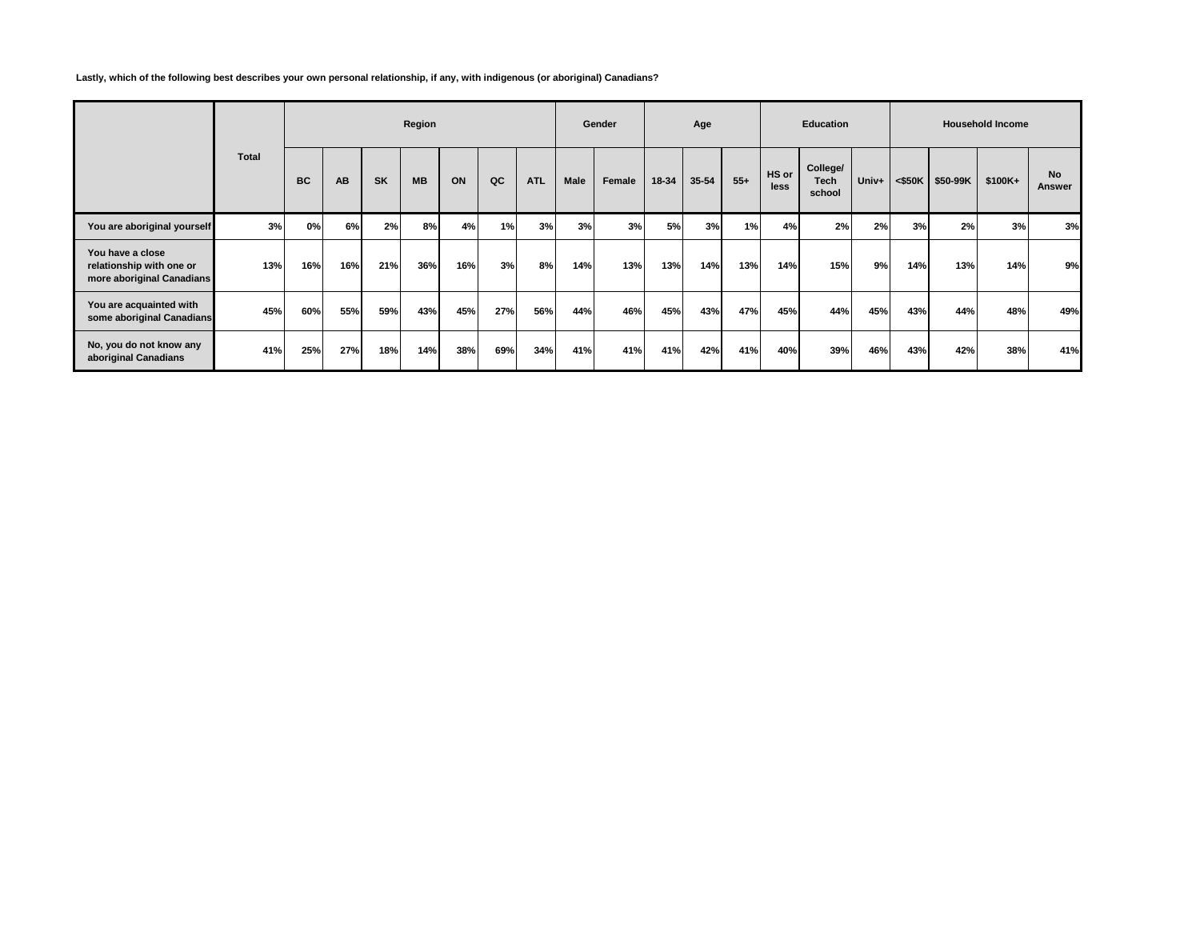**Lastly, which of the following best describes your own personal relationship, if any, with indigenous (or aboriginal) Canadians?**

| | Total | Region | | | | | | | Gender | | Age | | | Education | | | Household Income | | | |
|---|---|---|---|---|---|---|---|---|---|---|---|---|---|---|---|---|---|---|---|---|
| | | BC | AB | SK | MB | ON | QC | ATL | Male | Female | 18-34 | 35-54 | 55+ | HS or less | College/ Tech school | Univ+ | <$50K | $50-99K | $100K+ | No Answer |
| You are aboriginal yourself | 3% | 0% | 6% | 2% | 8% | 4% | 1% | 3% | 3% | 3% | 5% | 3% | 1% | 4% | 2% | 2% | 3% | 2% | 3% | 3% |
| You have a close relationship with one or more aboriginal Canadians | 13% | 16% | 16% | 21% | 36% | 16% | 3% | 8% | 14% | 13% | 13% | 14% | 13% | 14% | 15% | 9% | 14% | 13% | 14% | 9% |
| You are acquainted with some aboriginal Canadians | 45% | 60% | 55% | 59% | 43% | 45% | 27% | 56% | 44% | 46% | 45% | 43% | 47% | 45% | 44% | 45% | 43% | 44% | 48% | 49% |
| No, you do not know any aboriginal Canadians | 41% | 25% | 27% | 18% | 14% | 38% | 69% | 34% | 41% | 41% | 41% | 42% | 41% | 40% | 39% | 46% | 43% | 42% | 38% | 41% |